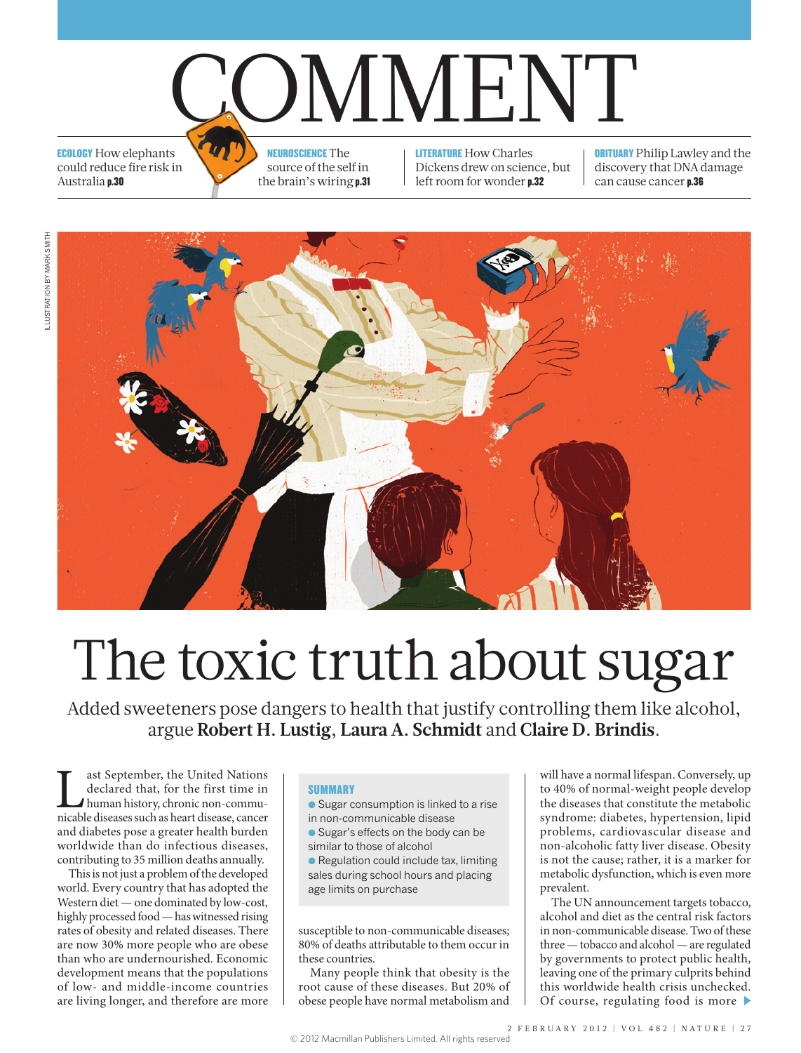# COMMENT

**ECOLOGY** How elephants could reduce fire risk in Australia **p.30**

**NEUROSCIENCE** The source of the self in the brain's wiring **p.31**

**LITERATURE** How Charles Dickens drew on science, but left room for wonder **p.32**

**OBITUARY** Philip Lawley and the discovery that DNA damage can cause cancer **p.36**

ILLUSTRATION BY MARK SMITH

# The toxic truth about sugar

Added sweeteners pose dangers to health that justify controlling them like alcohol, argue **Robert H. Lustig**, **Laura A. Schmidt** and **Claire D. Brindis**.

Last September, the United Nations declared that, for the first time in human history, chronic non-communicable diseases such as heart disease, cancer and diabetes pose a greater health burden worldwide than do infectious diseases, contributing to 35 million deaths annually.

This is not just a problem of the developed world. Every country that has adopted the Western diet — one dominated by low-cost, highly processed food — has witnessed rising rates of obesity and related diseases. There are now 30% more people who are obese than who are undernourished. Economic development means that the populations of low- and middle-income countries are living longer, and therefore are more susceptible to non-communicable diseases; 80% of deaths attributable to them occur in these countries.

Many people think that obesity is the root cause of these diseases. But 20% of obese people have normal metabolism and will have a normal lifespan. Conversely, up to 40% of normal-weight people develop the diseases that constitute the metabolic syndrome: diabetes, hypertension, lipid problems, cardiovascular disease and non-alcoholic fatty liver disease. Obesity is not the cause; rather, it is a marker for metabolic dysfunction, which is even more prevalent.

The UN announcement targets tobacco, alcohol and diet as the central risk factors in non-communicable disease. Two of these three — tobacco and alcohol — are regulated by governments to protect public health, leaving one of the primary culprits behind this worldwide health crisis unchecked. Of course, regulating food is more ▶

> **SUMMARY**
> - Sugar consumption is linked to a rise in non-communicable disease
> - Sugar's effects on the body can be similar to those of alcohol
> - Regulation could include tax, limiting sales during school hours and placing age limits on purchase

© 2012 Macmillan Publishers Limited. All rights reserved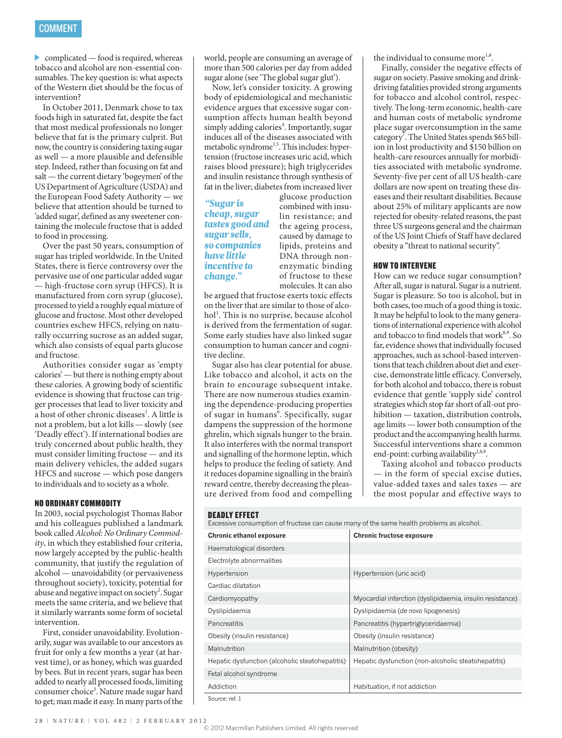complicated — food is required, whereas tobacco and alcohol are non-essential consumables. The key question is: what aspects of the Western diet should be the focus of intervention?

In October 2011, Denmark chose to tax foods high in saturated fat, despite the fact that most medical professionals no longer believe that fat is the primary culprit. But now, the country is considering taxing sugar as well — a more plausible and defensible step. Indeed, rather than focusing on fat and salt — the current dietary 'bogeymen' of the US Department of Agriculture (USDA) and the European Food Safety Authority — we believe that attention should be turned to 'added sugar', defined as any sweetener containing the molecule fructose that is added to food in processing.

Over the past 50 years, consumption of sugar has tripled worldwide. In the United States, there is fierce controversy over the pervasive use of one particular added sugar — high-fructose corn syrup (HFCS). It is manufactured from corn syrup (glucose), processed to yield a roughly equal mixture of glucose and fructose. Most other developed countries eschew HFCS, relying on naturally occurring sucrose as an added sugar, which also consists of equal parts glucose and fructose.

Authorities consider sugar as 'empty calories' — but there is nothing empty about these calories. A growing body of scientific evidence is showing that fructose can trigger processes that lead to liver toxicity and a host of other chronic diseases[1]. A little is not a problem, but a lot kills — slowly (see 'Deadly effect'). If international bodies are truly concerned about public health, they must consider limiting fructose — and its main delivery vehicles, the added sugars HFCS and sucrose — which pose dangers to individuals and to society as a whole.

## NO ORDINARY COMMODITY

In 2003, social psychologist Thomas Babor and his colleagues published a landmark book called *Alcohol: No Ordinary Commodity*, in which they established four criteria, now largely accepted by the public-health community, that justify the regulation of alcohol — unavoidability (or pervasiveness throughout society), toxicity, potential for abuse and negative impact on society[2]. Sugar meets the same criteria, and we believe that it similarly warrants some form of societal intervention.

First, consider unavoidability. Evolutionarily, sugar was available to our ancestors as fruit for only a few months a year (at harvest time), or as honey, which was guarded by bees. But in recent years, sugar has been added to nearly all processed foods, limiting consumer choice[3]. Nature made sugar hard to get; man made it easy. In many parts of the world, people are consuming an average of more than 500 calories per day from added sugar alone (see 'The global sugar glut').

Now, let's consider toxicity. A growing body of epidemiological and mechanistic evidence argues that excessive sugar consumption affects human health beyond simply adding calories[4]. Importantly, sugar induces all of the diseases associated with metabolic syndrome[1,5]. This includes: hypertension (fructose increases uric acid, which raises blood pressure); high triglycerides and insulin resistance through synthesis of fat in the liver; diabetes from increased liver glucose production combined with insulin resistance; and the ageing process, caused by damage to lipids, proteins and DNA through non-enzymatic binding of fructose to these molecules. It can also be argued that fructose exerts toxic effects on the liver that are similar to those of alcohol[1]. This is no surprise, because alcohol is derived from the fermentation of sugar. Some early studies have also linked sugar consumption to human cancer and cognitive decline.

*"Sugar is cheap, sugar tastes good and sugar sells, so companies have little incentive to change."*

Sugar also has clear potential for abuse. Like tobacco and alcohol, it acts on the brain to encourage subsequent intake. There are now numerous studies examining the dependence-producing properties of sugar in humans[6]. Specifically, sugar dampens the suppression of the hormone ghrelin, which signals hunger to the brain. It also interferes with the normal transport and signalling of the hormone leptin, which helps to produce the feeling of satiety. And it reduces dopamine signalling in the brain's reward centre, thereby decreasing the pleasure derived from food and compelling the individual to consume more[1,6].

Finally, consider the negative effects of sugar on society. Passive smoking and drink-driving fatalities provided strong arguments for tobacco and alcohol control, respectively. The long-term economic, health-care and human costs of metabolic syndrome place sugar overconsumption in the same category[7]. The United States spends $65 billion in lost productivity and $150 billion on health-care resources annually for morbidities associated with metabolic syndrome. Seventy-five per cent of all US health-care dollars are now spent on treating these diseases and their resultant disabilities. Because about 25% of military applicants are now rejected for obesity-related reasons, the past three US surgeons general and the chairman of the US Joint Chiefs of Staff have declared obesity a "threat to national security".

## HOW TO INTERVENE

How can we reduce sugar consumption? After all, sugar is natural. Sugar is a nutrient. Sugar is pleasure. So too is alcohol, but in both cases, too much of a good thing is toxic. It may be helpful to look to the many generations of international experience with alcohol and tobacco to find models that work[8,9]. So far, evidence shows that individually focused approaches, such as school-based interventions that teach children about diet and exercise, demonstrate little efficacy. Conversely, for both alcohol and tobacco, there is robust evidence that gentle 'supply side' control strategies which stop far short of all-out prohibition — taxation, distribution controls, age limits — lower both consumption of the product and the accompanying health harms. Successful interventions share a common end-point: curbing availability[2,8,9].

Taxing alcohol and tobacco products — in the form of special excise duties, value-added taxes and sales taxes — are the most popular and effective ways to

### DEADLY EFFECT

Excessive consumption of fructose can cause many of the same health problems as alcohol.

| Chronic ethanol exposure | Chronic fructose exposure |
| --- | --- |
| Haematological disorders | |
| Electrolyte abnormalities | |
| Hypertension | Hypertension (uric acid) |
| Cardiac dilatation | |
| Cardiomyopathy | Myocardial infarction (dyslipidaemia, insulin resistance) |
| Dyslipidaemia | Dyslipidaemia (*de novo* lipogenesis) |
| Pancreatitis | Pancreatitis (hypertriglyceridaemia) |
| Obesity (insulin resistance) | Obesity (insulin resistance) |
| Malnutrition | Malnutrition (obesity) |
| Hepatic dysfunction (alcoholic steatohepatitis) | Hepatic dysfunction (non-alcoholic steatohepatitis) |
| Fetal alcohol syndrome | |
| Addiction | Habituation, if not addiction |

Source: ref. 1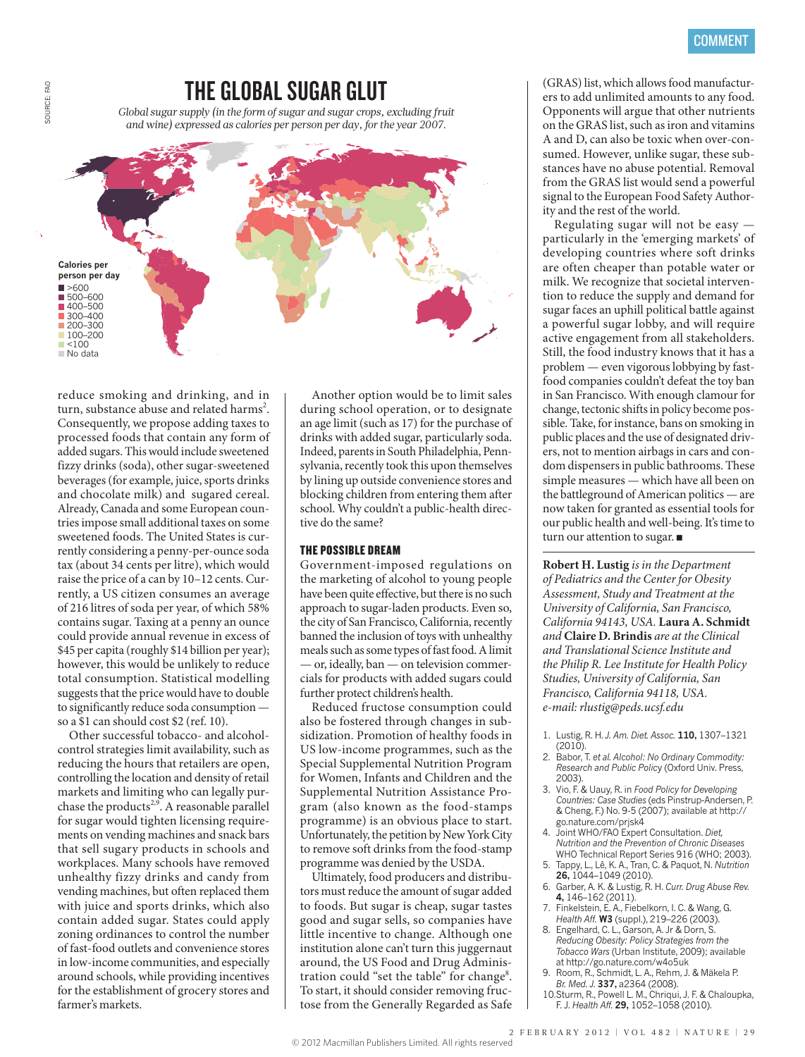## THE GLOBAL SUGAR GLUT

*Global sugar supply (in the form of sugar and sugar crops, excluding fruit and wine) expressed as calories per person per day, for the year 2007.*

SOURCE: FAO

Calories per person per day
>600
500–600
400–500
300–400
200–300
100–200
<100
No data

reduce smoking and drinking, and in turn, substance abuse and related harms[2]. Consequently, we propose adding taxes to processed foods that contain any form of added sugars. This would include sweetened fizzy drinks (soda), other sugar-sweetened beverages (for example, juice, sports drinks and chocolate milk) and sugared cereal. Already, Canada and some European countries impose small additional taxes on some sweetened foods. The United States is currently considering a penny-per-ounce soda tax (about 34 cents per litre), which would raise the price of a can by 10–12 cents. Currently, a US citizen consumes an average of 216 litres of soda per year, of which 58% contains sugar. Taxing at a penny an ounce could provide annual revenue in excess of \$45 per capita (roughly \$14 billion per year); however, this would be unlikely to reduce total consumption. Statistical modelling suggests that the price would have to double to significantly reduce soda consumption — so a \$1 can should cost \$2 (ref. 10).

Other successful tobacco- and alcohol-control strategies limit availability, such as reducing the hours that retailers are open, controlling the location and density of retail markets and limiting who can legally purchase the products[2,9]. A reasonable parallel for sugar would tighten licensing requirements on vending machines and snack bars that sell sugary products in schools and workplaces. Many schools have removed unhealthy fizzy drinks and candy from vending machines, but often replaced them with juice and sports drinks, which also contain added sugar. States could apply zoning ordinances to control the number of fast-food outlets and convenience stores in low-income communities, and especially around schools, while providing incentives for the establishment of grocery stores and farmer's markets.

Another option would be to limit sales during school operation, or to designate an age limit (such as 17) for the purchase of drinks with added sugar, particularly soda. Indeed, parents in South Philadelphia, Pennsylvania, recently took this upon themselves by lining up outside convenience stores and blocking children from entering them after school. Why couldn't a public-health directive do the same?

### THE POSSIBLE DREAM

Government-imposed regulations on the marketing of alcohol to young people have been quite effective, but there is no such approach to sugar-laden products. Even so, the city of San Francisco, California, recently banned the inclusion of toys with unhealthy meals such as some types of fast food. A limit — or, ideally, ban — on television commercials for products with added sugars could further protect children's health.

Reduced fructose consumption could also be fostered through changes in subsidization. Promotion of healthy foods in US low-income programmes, such as the Special Supplemental Nutrition Program for Women, Infants and Children and the Supplemental Nutrition Assistance Program (also known as the food-stamps programme) is an obvious place to start. Unfortunately, the petition by New York City to remove soft drinks from the food-stamp programme was denied by the USDA.

Ultimately, food producers and distributors must reduce the amount of sugar added to foods. But sugar is cheap, sugar tastes good and sugar sells, so companies have little incentive to change. Although one institution alone can't turn this juggernaut around, the US Food and Drug Administration could "set the table" for change[8]. To start, it should consider removing fructose from the Generally Regarded as Safe (GRAS) list, which allows food manufacturers to add unlimited amounts to any food. Opponents will argue that other nutrients on the GRAS list, such as iron and vitamins A and D, can also be toxic when over-consumed. However, unlike sugar, these substances have no abuse potential. Removal from the GRAS list would send a powerful signal to the European Food Safety Authority and the rest of the world.

Regulating sugar will not be easy — particularly in the 'emerging markets' of developing countries where soft drinks are often cheaper than potable water or milk. We recognize that societal intervention to reduce the supply and demand for sugar faces an uphill political battle against a powerful sugar lobby, and will require active engagement from all stakeholders. Still, the food industry knows that it has a problem — even vigorous lobbying by fast-food companies couldn't defeat the toy ban in San Francisco. With enough clamour for change, tectonic shifts in policy become possible. Take, for instance, bans on smoking in public places and the use of designated drivers, not to mention airbags in cars and condom dispensers in public bathrooms. These simple measures — which have all been on the battleground of American politics — are now taken for granted as essential tools for our public health and well-being. It's time to turn our attention to sugar. ■

**Robert H. Lustig** *is in the Department of Pediatrics and the Center for Obesity Assessment, Study and Treatment at the University of California, San Francisco, California 94143, USA.* **Laura A. Schmidt** *and* **Claire D. Brindis** *are at the Clinical and Translational Science Institute and the Philip R. Lee Institute for Health Policy Studies, University of California, San Francisco, California 94118, USA.*
*e-mail: rlustig@peds.ucsf.edu*

1. Lustig, R. H. *J. Am. Diet. Assoc.* **110,** 1307–1321 (2010).
2. Babor, T. *et al. Alcohol: No Ordinary Commodity: Research and Public Policy* (Oxford Univ. Press, 2003).
3. Vio, F. & Uauy, R. in *Food Policy for Developing Countries: Case Studies* (eds Pinstrup-Andersen, P. & Cheng, F.) No. 9-5 (2007); available at http://go.nature.com/prjsk4
4. Joint WHO/FAO Expert Consultation. *Diet, Nutrition and the Prevention of Chronic Diseases* WHO Technical Report Series 916 (WHO; 2003).
5. Tappy, L., Lê, K. A., Tran, C. & Paquot, N. *Nutrition* **26,** 1044–1049 (2010).
6. Garber, A. K. & Lustig, R. H. *Curr. Drug Abuse Rev.* **4,** 146–162 (2011).
7. Finkelstein, E. A., Fiebelkorn, I. C. & Wang, G. *Health Aff.* **W3** (suppl.), 219–226 (2003).
8. Engelhard, C. L., Garson, A. Jr & Dorn, S. *Reducing Obesity: Policy Strategies from the Tobacco Wars* (Urban Institute, 2009); available at http://go.nature.com/w4o5uk
9. Room, R., Schmidt, L. A., Rehm, J. & Mäkela P. *Br. Med. J.* **337,** a2364 (2008).
10. Sturm, R., Powell L. M., Chriqui, J. F. & Chaloupka, F. J. *Health Aff.* **29,** 1052–1058 (2010).

© 2012 Macmillan Publishers Limited. All rights reserved